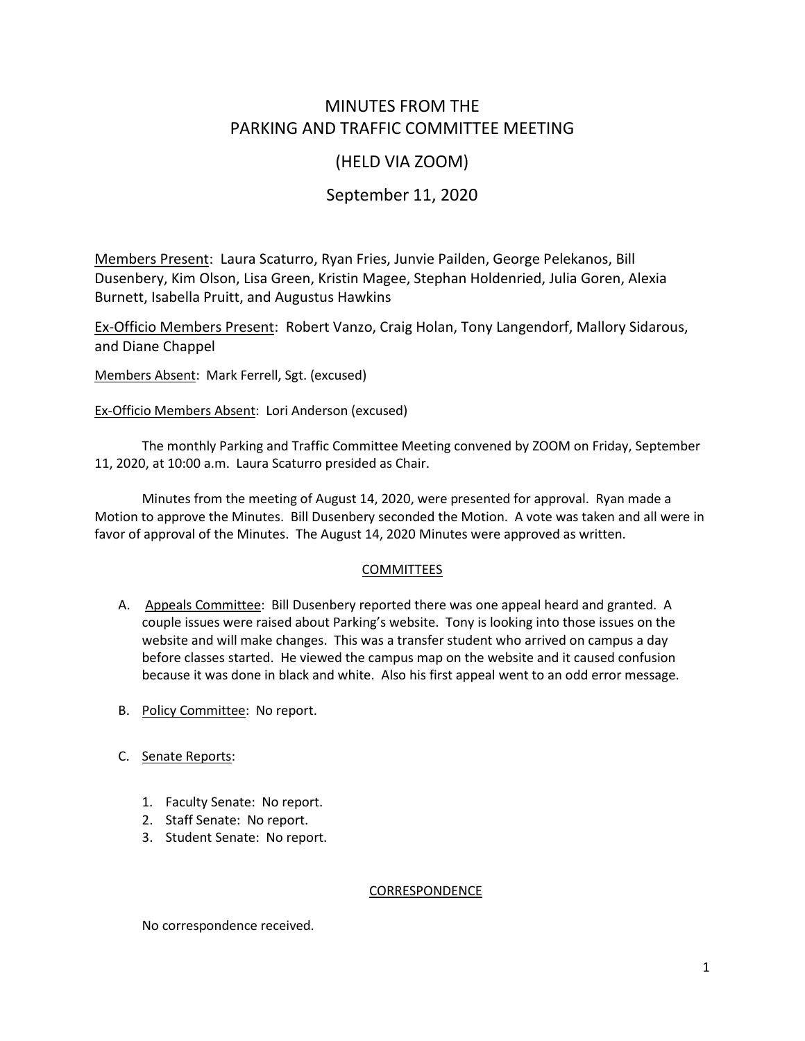# MINUTES FROM THE
# PARKING AND TRAFFIC COMMITTEE MEETING
## (HELD VIA ZOOM)
## September 11, 2020

Members Present: Laura Scaturro, Ryan Fries, Junvie Pailden, George Pelekanos, Bill Dusenbery, Kim Olson, Lisa Green, Kristin Magee, Stephan Holdenried, Julia Goren, Alexia Burnett, Isabella Pruitt, and Augustus Hawkins

Ex-Officio Members Present: Robert Vanzo, Craig Holan, Tony Langendorf, Mallory Sidarous, and Diane Chappel

Members Absent: Mark Ferrell, Sgt. (excused)

Ex-Officio Members Absent: Lori Anderson (excused)

The monthly Parking and Traffic Committee Meeting convened by ZOOM on Friday, September 11, 2020, at 10:00 a.m. Laura Scaturro presided as Chair.

Minutes from the meeting of August 14, 2020, were presented for approval. Ryan made a Motion to approve the Minutes. Bill Dusenbery seconded the Motion. A vote was taken and all were in favor of approval of the Minutes. The August 14, 2020 Minutes were approved as written.

### COMMITTEES

A. Appeals Committee: Bill Dusenbery reported there was one appeal heard and granted. A couple issues were raised about Parking's website. Tony is looking into those issues on the website and will make changes. This was a transfer student who arrived on campus a day before classes started. He viewed the campus map on the website and it caused confusion because it was done in black and white. Also his first appeal went to an odd error message.

B. Policy Committee: No report.

C. Senate Reports:

1. Faculty Senate: No report.
2. Staff Senate: No report.
3. Student Senate: No report.

### CORRESPONDENCE

No correspondence received.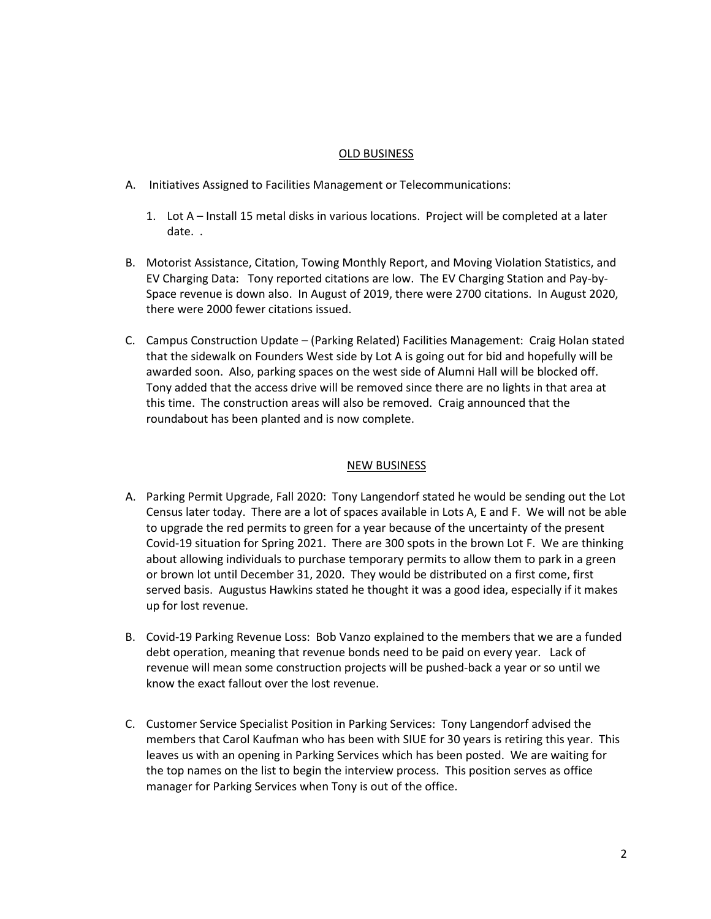## OLD BUSINESS

A. Initiatives Assigned to Facilities Management or Telecommunications:

   1. Lot A – Install 15 metal disks in various locations. Project will be completed at a later date. .

B. Motorist Assistance, Citation, Towing Monthly Report, and Moving Violation Statistics, and EV Charging Data: Tony reported citations are low. The EV Charging Station and Pay-by-Space revenue is down also. In August of 2019, there were 2700 citations. In August 2020, there were 2000 fewer citations issued.

C. Campus Construction Update – (Parking Related) Facilities Management: Craig Holan stated that the sidewalk on Founders West side by Lot A is going out for bid and hopefully will be awarded soon. Also, parking spaces on the west side of Alumni Hall will be blocked off. Tony added that the access drive will be removed since there are no lights in that area at this time. The construction areas will also be removed. Craig announced that the roundabout has been planted and is now complete.

## NEW BUSINESS

A. Parking Permit Upgrade, Fall 2020: Tony Langendorf stated he would be sending out the Lot Census later today. There are a lot of spaces available in Lots A, E and F. We will not be able to upgrade the red permits to green for a year because of the uncertainty of the present Covid-19 situation for Spring 2021. There are 300 spots in the brown Lot F. We are thinking about allowing individuals to purchase temporary permits to allow them to park in a green or brown lot until December 31, 2020. They would be distributed on a first come, first served basis. Augustus Hawkins stated he thought it was a good idea, especially if it makes up for lost revenue.

B. Covid-19 Parking Revenue Loss: Bob Vanzo explained to the members that we are a funded debt operation, meaning that revenue bonds need to be paid on every year. Lack of revenue will mean some construction projects will be pushed-back a year or so until we know the exact fallout over the lost revenue.

C. Customer Service Specialist Position in Parking Services: Tony Langendorf advised the members that Carol Kaufman who has been with SIUE for 30 years is retiring this year. This leaves us with an opening in Parking Services which has been posted. We are waiting for the top names on the list to begin the interview process. This position serves as office manager for Parking Services when Tony is out of the office.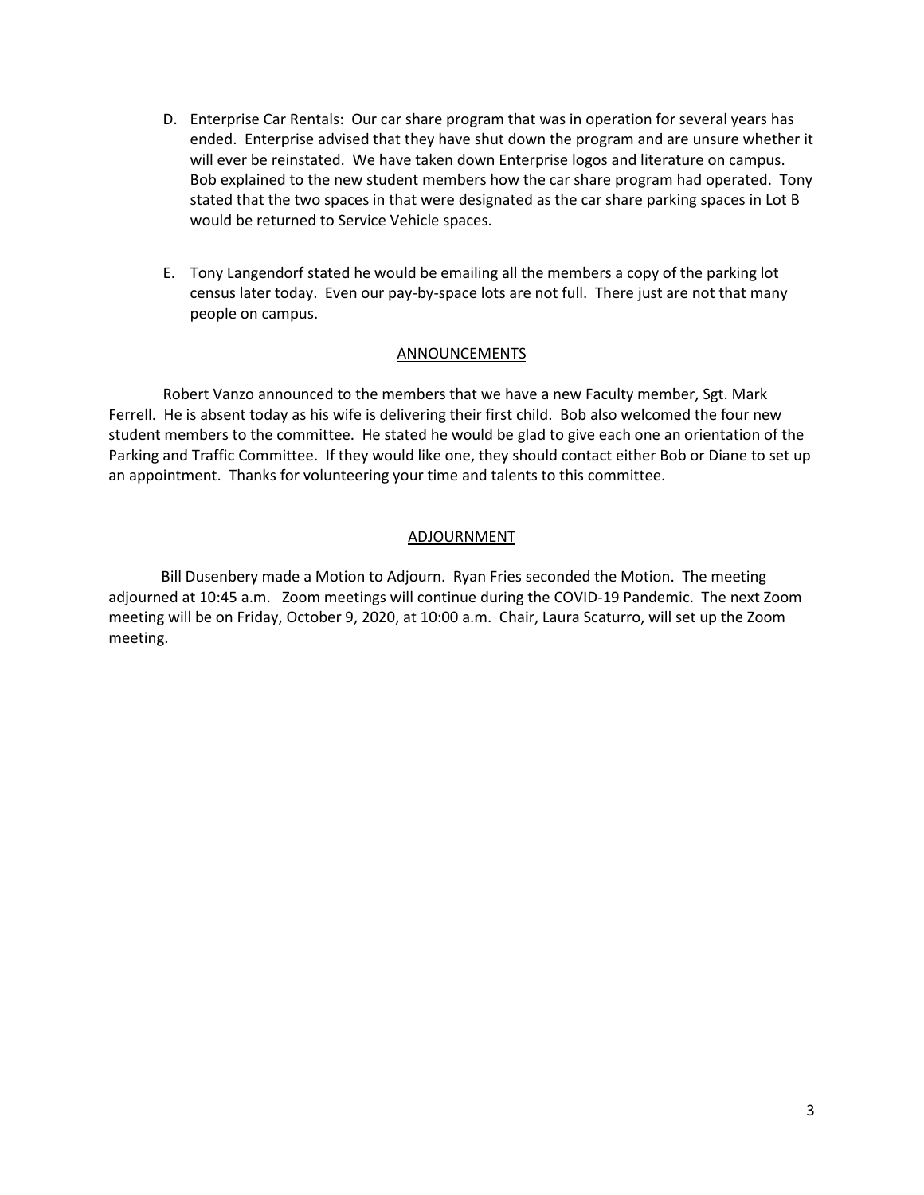D. Enterprise Car Rentals: Our car share program that was in operation for several years has ended. Enterprise advised that they have shut down the program and are unsure whether it will ever be reinstated. We have taken down Enterprise logos and literature on campus. Bob explained to the new student members how the car share program had operated. Tony stated that the two spaces in that were designated as the car share parking spaces in Lot B would be returned to Service Vehicle spaces.

E. Tony Langendorf stated he would be emailing all the members a copy of the parking lot census later today. Even our pay-by-space lots are not full. There just are not that many people on campus.

## ANNOUNCEMENTS

Robert Vanzo announced to the members that we have a new Faculty member, Sgt. Mark Ferrell. He is absent today as his wife is delivering their first child. Bob also welcomed the four new student members to the committee. He stated he would be glad to give each one an orientation of the Parking and Traffic Committee. If they would like one, they should contact either Bob or Diane to set up an appointment. Thanks for volunteering your time and talents to this committee.

## ADJOURNMENT

Bill Dusenbery made a Motion to Adjourn. Ryan Fries seconded the Motion. The meeting adjourned at 10:45 a.m. Zoom meetings will continue during the COVID-19 Pandemic. The next Zoom meeting will be on Friday, October 9, 2020, at 10:00 a.m. Chair, Laura Scaturro, will set up the Zoom meeting.